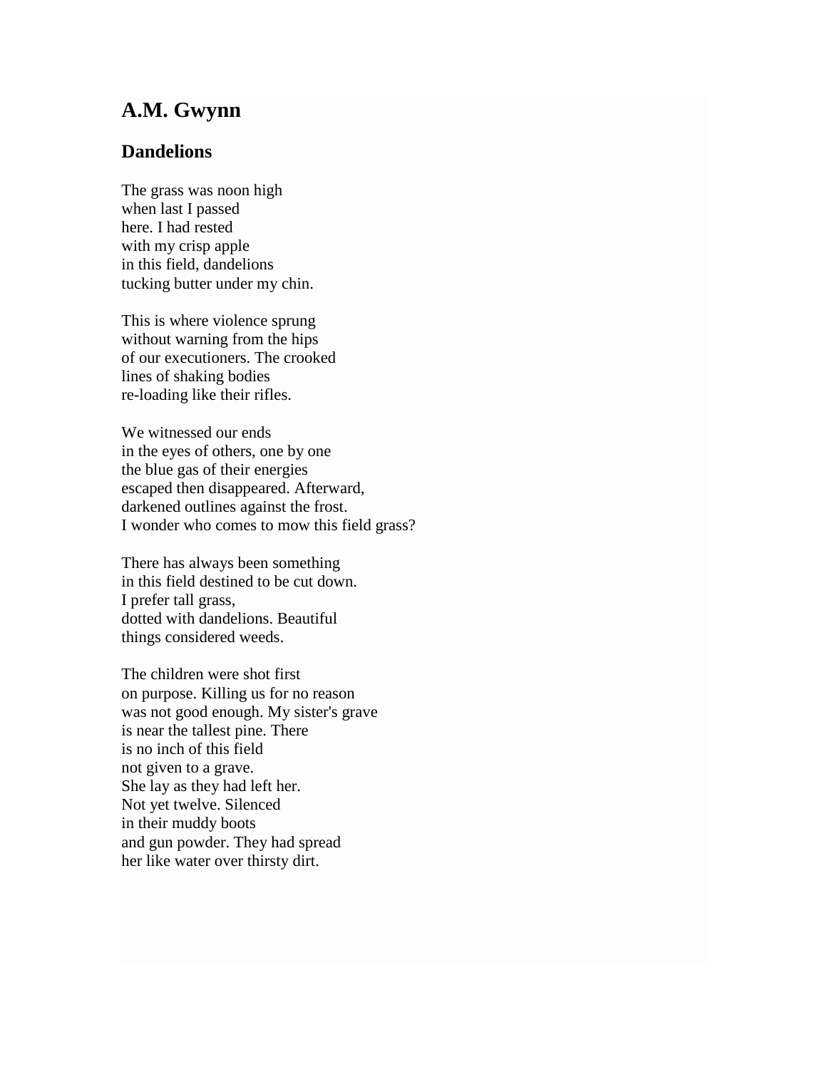# A.M. Gwynn

## Dandelions

The grass was noon high  
when last I passed  
here. I had rested  
with my crisp apple  
in this field, dandelions  
tucking butter under my chin.

This is where violence sprung  
without warning from the hips  
of our executioners. The crooked  
lines of shaking bodies  
re-loading like their rifles.

We witnessed our ends  
in the eyes of others, one by one  
the blue gas of their energies  
escaped then disappeared. Afterward,  
darkened outlines against the frost.  
I wonder who comes to mow this field grass?

There has always been something  
in this field destined to be cut down.  
I prefer tall grass,  
dotted with dandelions. Beautiful  
things considered weeds.

The children were shot first  
on purpose. Killing us for no reason  
was not good enough. My sister's grave  
is near the tallest pine. There  
is no inch of this field  
not given to a grave.  
She lay as they had left her.  
Not yet twelve. Silenced  
in their muddy boots  
and gun powder. They had spread  
her like water over thirsty dirt.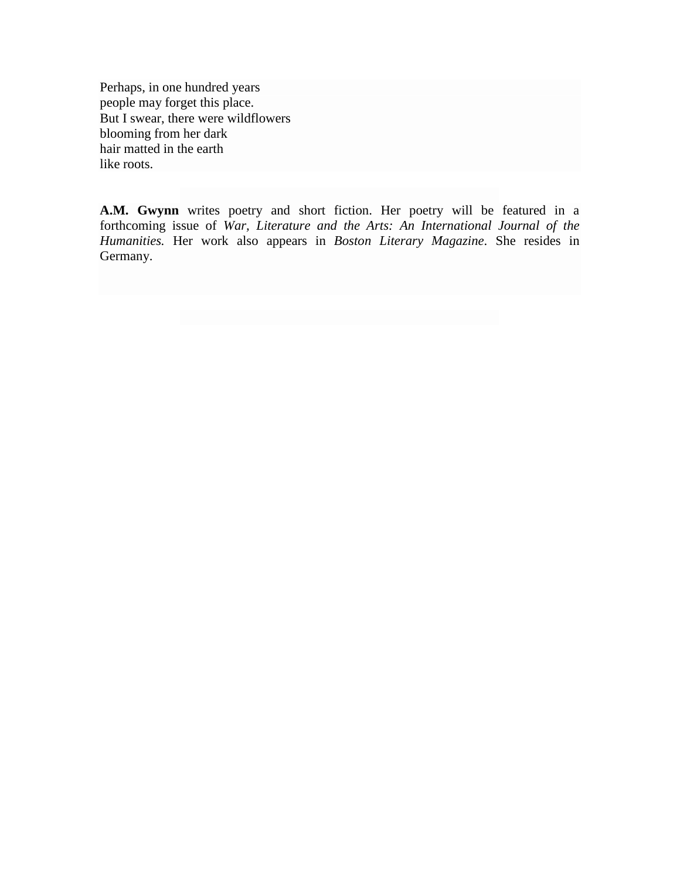Perhaps, in one hundred years  
people may forget this place.  
But I swear, there were wildflowers  
blooming from her dark  
hair matted in the earth  
like roots.

**A.M. Gwynn** writes poetry and short fiction. Her poetry will be featured in a forthcoming issue of *War, Literature and the Arts: An International Journal of the Humanities.* Her work also appears in *Boston Literary Magazine*. She resides in Germany.